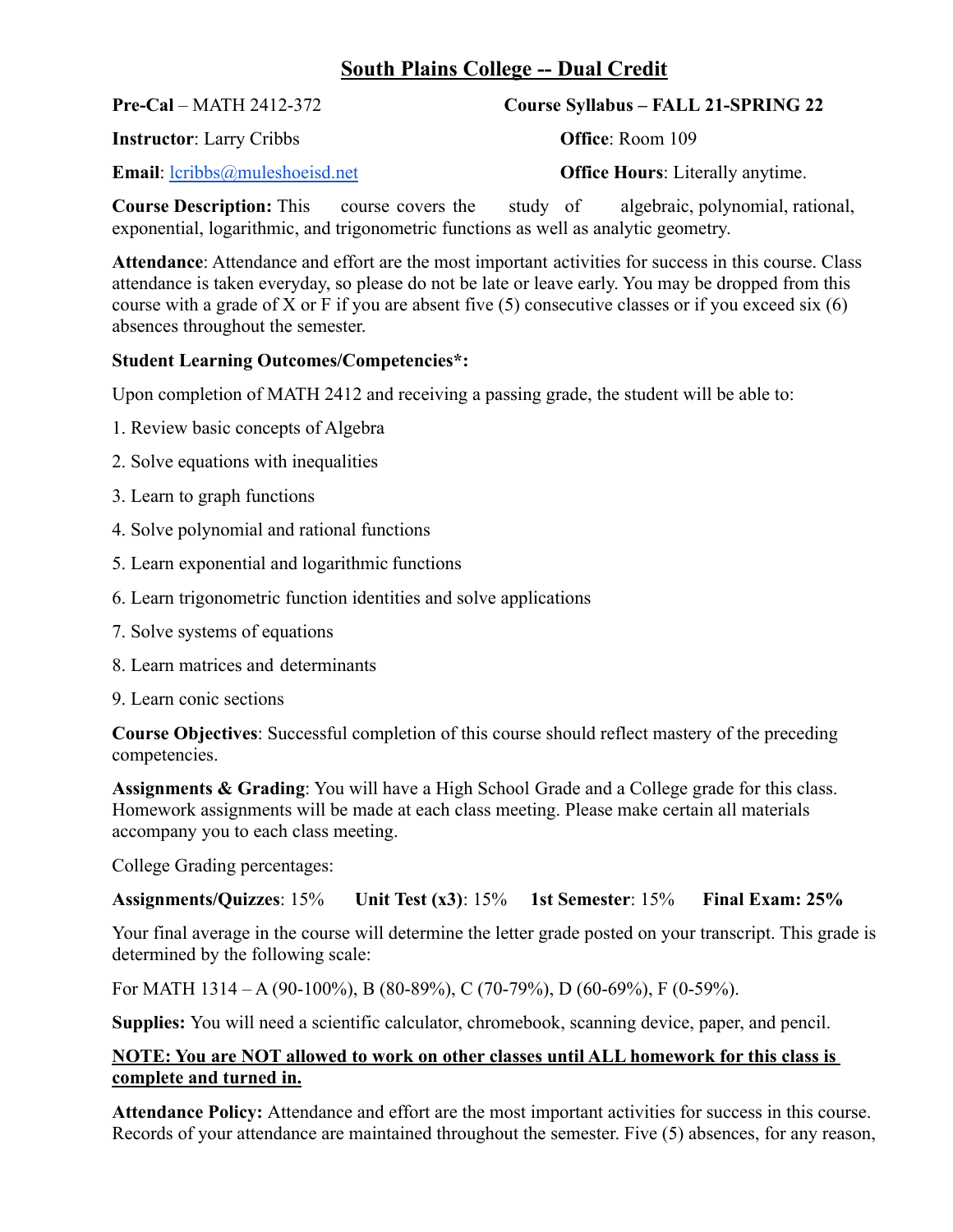# South Plains College -- Dual Credit

**Pre-Cal** – MATH 2412-372 **Course Syllabus – FALL 21-SPRING 22**

**Instructor**: Larry Cribbs **Office**: Room 109

**Email**: lcribbs@muleshoeisd.net **Office Hours**: Literally anytime.

**Course Description:** This course covers the study of algebraic, polynomial, rational, exponential, logarithmic, and trigonometric functions as well as analytic geometry.

**Attendance**: Attendance and effort are the most important activities for success in this course. Class attendance is taken everyday, so please do not be late or leave early. You may be dropped from this course with a grade of X or F if you are absent five (5) consecutive classes or if you exceed six (6) absences throughout the semester.

**Student Learning Outcomes/Competencies*:**

Upon completion of MATH 2412 and receiving a passing grade, the student will be able to:

1. Review basic concepts of Algebra
2. Solve equations with inequalities
3. Learn to graph functions
4. Solve polynomial and rational functions
5. Learn exponential and logarithmic functions
6. Learn trigonometric function identities and solve applications
7. Solve systems of equations
8. Learn matrices and determinants
9. Learn conic sections

**Course Objectives**: Successful completion of this course should reflect mastery of the preceding competencies.

**Assignments & Grading**: You will have a High School Grade and a College grade for this class. Homework assignments will be made at each class meeting. Please make certain all materials accompany you to each class meeting.

College Grading percentages:

**Assignments/Quizzes**: 15% **Unit Test (x3)**: 15% **1st Semester**: 15% **Final Exam: 25%**

Your final average in the course will determine the letter grade posted on your transcript. This grade is determined by the following scale:

For MATH 1314 – A (90-100%), B (80-89%), C (70-79%), D (60-69%), F (0-59%).

**Supplies:** You will need a scientific calculator, chromebook, scanning device, paper, and pencil.

**<u>NOTE: You are NOT allowed to work on other classes until ALL homework for this class is complete and turned in.</u>**

**Attendance Policy:** Attendance and effort are the most important activities for success in this course. Records of your attendance are maintained throughout the semester. Five (5) absences, for any reason,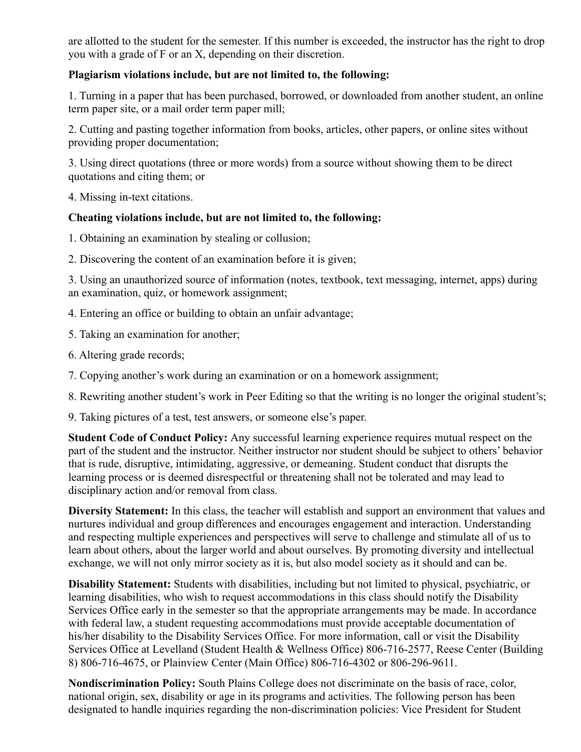are allotted to the student for the semester. If this number is exceeded, the instructor has the right to drop you with a grade of F or an X, depending on their discretion.

**Plagiarism violations include, but are not limited to, the following:**

1. Turning in a paper that has been purchased, borrowed, or downloaded from another student, an online term paper site, or a mail order term paper mill;

2. Cutting and pasting together information from books, articles, other papers, or online sites without providing proper documentation;

3. Using direct quotations (three or more words) from a source without showing them to be direct quotations and citing them; or

4. Missing in-text citations.

**Cheating violations include, but are not limited to, the following:**

1. Obtaining an examination by stealing or collusion;

2. Discovering the content of an examination before it is given;

3. Using an unauthorized source of information (notes, textbook, text messaging, internet, apps) during an examination, quiz, or homework assignment;

4. Entering an office or building to obtain an unfair advantage;

5. Taking an examination for another;

6. Altering grade records;

7. Copying another's work during an examination or on a homework assignment;

8. Rewriting another student's work in Peer Editing so that the writing is no longer the original student's;

9. Taking pictures of a test, test answers, or someone else's paper.

**Student Code of Conduct Policy:** Any successful learning experience requires mutual respect on the part of the student and the instructor. Neither instructor nor student should be subject to others' behavior that is rude, disruptive, intimidating, aggressive, or demeaning. Student conduct that disrupts the learning process or is deemed disrespectful or threatening shall not be tolerated and may lead to disciplinary action and/or removal from class.

**Diversity Statement:** In this class, the teacher will establish and support an environment that values and nurtures individual and group differences and encourages engagement and interaction. Understanding and respecting multiple experiences and perspectives will serve to challenge and stimulate all of us to learn about others, about the larger world and about ourselves. By promoting diversity and intellectual exchange, we will not only mirror society as it is, but also model society as it should and can be.

**Disability Statement:** Students with disabilities, including but not limited to physical, psychiatric, or learning disabilities, who wish to request accommodations in this class should notify the Disability Services Office early in the semester so that the appropriate arrangements may be made. In accordance with federal law, a student requesting accommodations must provide acceptable documentation of his/her disability to the Disability Services Office. For more information, call or visit the Disability Services Office at Levelland (Student Health & Wellness Office) 806-716-2577, Reese Center (Building 8) 806-716-4675, or Plainview Center (Main Office) 806-716-4302 or 806-296-9611.

**Nondiscrimination Policy:** South Plains College does not discriminate on the basis of race, color, national origin, sex, disability or age in its programs and activities. The following person has been designated to handle inquiries regarding the non-discrimination policies: Vice President for Student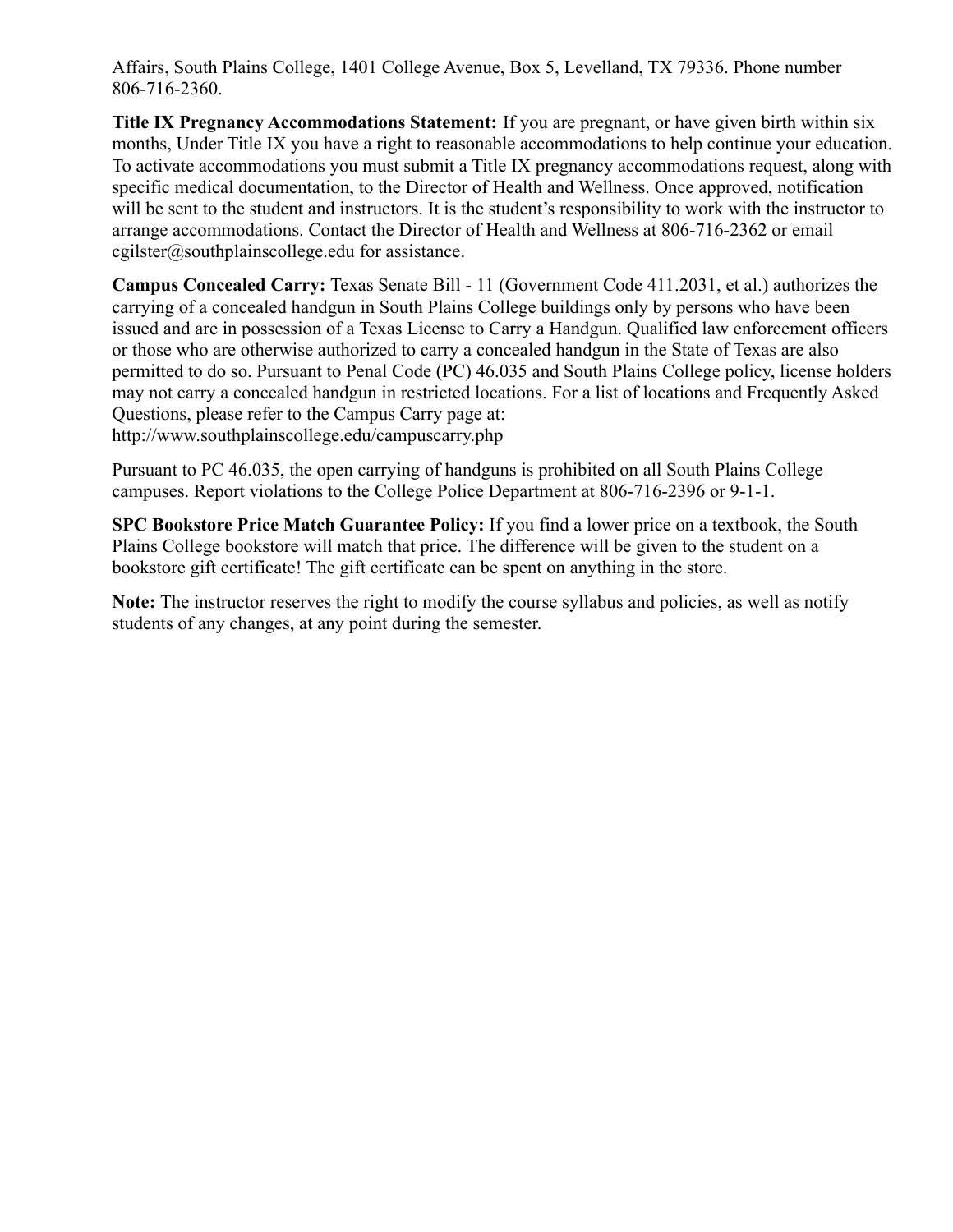Affairs, South Plains College, 1401 College Avenue, Box 5, Levelland, TX 79336. Phone number 806-716-2360.

**Title IX Pregnancy Accommodations Statement:** If you are pregnant, or have given birth within six months, Under Title IX you have a right to reasonable accommodations to help continue your education. To activate accommodations you must submit a Title IX pregnancy accommodations request, along with specific medical documentation, to the Director of Health and Wellness. Once approved, notification will be sent to the student and instructors. It is the student's responsibility to work with the instructor to arrange accommodations. Contact the Director of Health and Wellness at 806-716-2362 or email cgilster@southplainscollege.edu for assistance.

**Campus Concealed Carry:** Texas Senate Bill - 11 (Government Code 411.2031, et al.) authorizes the carrying of a concealed handgun in South Plains College buildings only by persons who have been issued and are in possession of a Texas License to Carry a Handgun. Qualified law enforcement officers or those who are otherwise authorized to carry a concealed handgun in the State of Texas are also permitted to do so. Pursuant to Penal Code (PC) 46.035 and South Plains College policy, license holders may not carry a concealed handgun in restricted locations. For a list of locations and Frequently Asked Questions, please refer to the Campus Carry page at:
http://www.southplainscollege.edu/campuscarry.php

Pursuant to PC 46.035, the open carrying of handguns is prohibited on all South Plains College campuses. Report violations to the College Police Department at 806-716-2396 or 9-1-1.

**SPC Bookstore Price Match Guarantee Policy:** If you find a lower price on a textbook, the South Plains College bookstore will match that price. The difference will be given to the student on a bookstore gift certificate! The gift certificate can be spent on anything in the store.

**Note:** The instructor reserves the right to modify the course syllabus and policies, as well as notify students of any changes, at any point during the semester.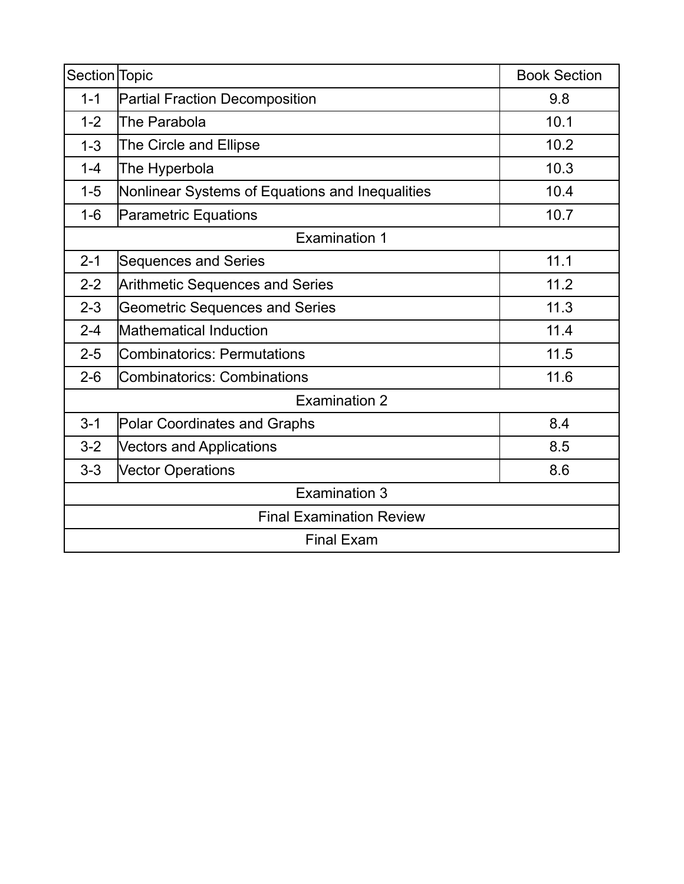| Section | Topic | Book Section |
|---|---|---|
| 1-1 | Partial Fraction Decomposition | 9.8 |
| 1-2 | The Parabola | 10.1 |
| 1-3 | The Circle and Ellipse | 10.2 |
| 1-4 | The Hyperbola | 10.3 |
| 1-5 | Nonlinear Systems of Equations and Inequalities | 10.4 |
| 1-6 | Parametric Equations | 10.7 |
| Examination 1 | | |
| 2-1 | Sequences and Series | 11.1 |
| 2-2 | Arithmetic Sequences and Series | 11.2 |
| 2-3 | Geometric Sequences and Series | 11.3 |
| 2-4 | Mathematical Induction | 11.4 |
| 2-5 | Combinatorics: Permutations | 11.5 |
| 2-6 | Combinatorics: Combinations | 11.6 |
| Examination 2 | | |
| 3-1 | Polar Coordinates and Graphs | 8.4 |
| 3-2 | Vectors and Applications | 8.5 |
| 3-3 | Vector Operations | 8.6 |
| Examination 3 | | |
| Final Examination Review | | |
| Final Exam | | |